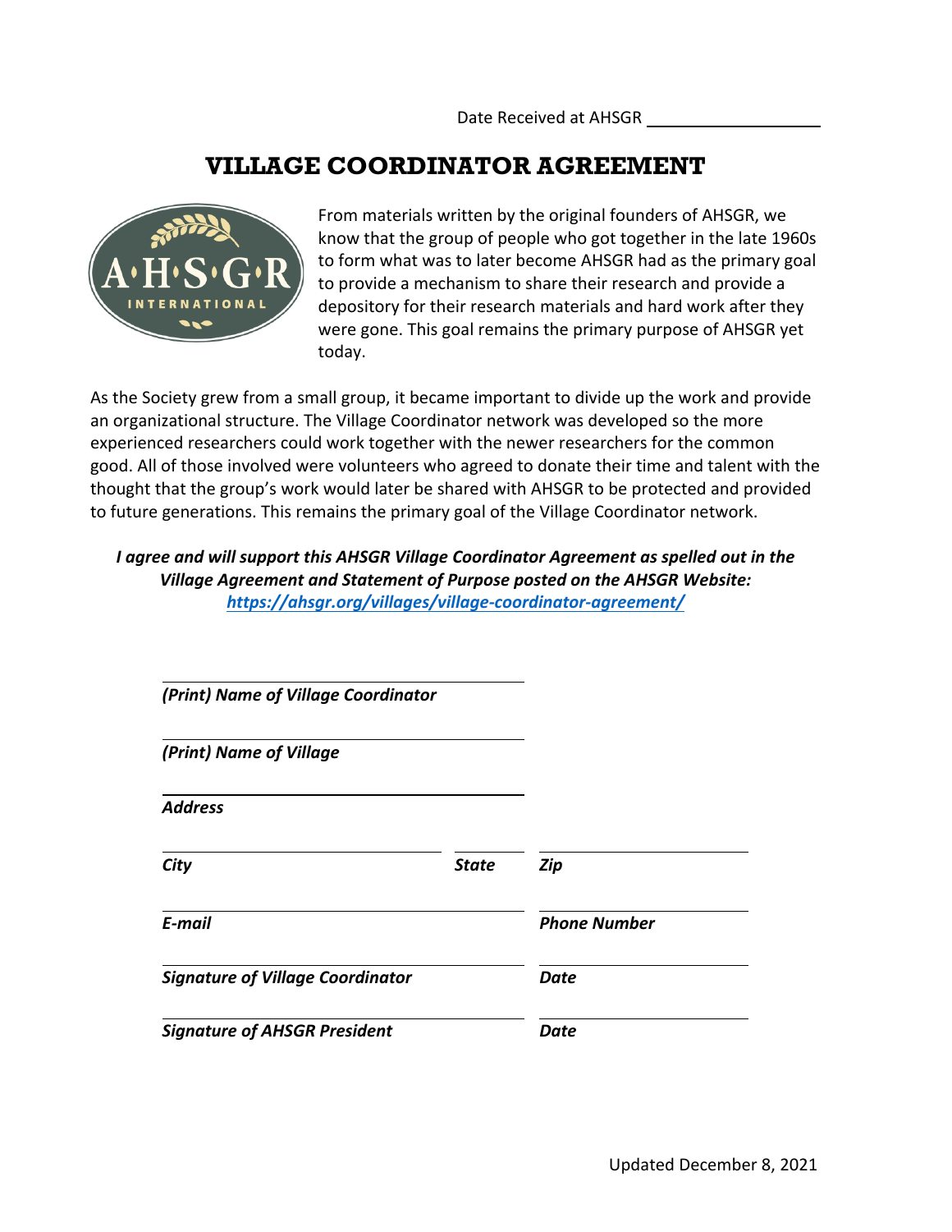Date Received at AHSGR ___________________

# VILLAGE COORDINATOR AGREEMENT

From materials written by the original founders of AHSGR, we know that the group of people who got together in the late 1960s to form what was to later become AHSGR had as the primary goal to provide a mechanism to share their research and provide a depository for their research materials and hard work after they were gone. This goal remains the primary purpose of AHSGR yet today.

As the Society grew from a small group, it became important to divide up the work and provide an organizational structure. The Village Coordinator network was developed so the more experienced researchers could work together with the newer researchers for the common good. All of those involved were volunteers who agreed to donate their time and talent with the thought that the group's work would later be shared with AHSGR to be protected and provided to future generations. This remains the primary goal of the Village Coordinator network.

***I agree and will support this AHSGR Village Coordinator Agreement as spelled out in the Village Agreement and Statement of Purpose posted on the AHSGR Website: https://ahsgr.org/villages/village-coordinator-agreement/***

___________________________________
***(Print) Name of Village Coordinator***

___________________________________
***(Print) Name of Village***

___________________________________
***Address***

___________________________ ______ ________________
***City*** ***State*** ***Zip***

___________________________________ ________________
***E-mail*** ***Phone Number***

___________________________________ ________________
***Signature of Village Coordinator*** ***Date***

___________________________________ ________________
***Signature of AHSGR President*** ***Date***

Updated December 8, 2021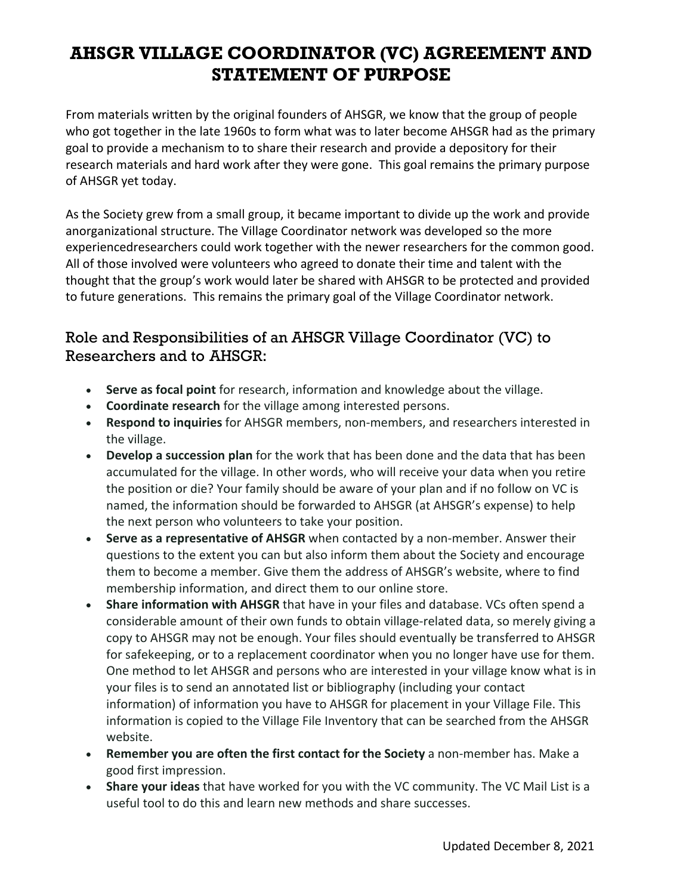# AHSGR VILLAGE COORDINATOR (VC) AGREEMENT AND STATEMENT OF PURPOSE

From materials written by the original founders of AHSGR, we know that the group of people who got together in the late 1960s to form what was to later become AHSGR had as the primary goal to provide a mechanism to to share their research and provide a depository for their research materials and hard work after they were gone. This goal remains the primary purpose of AHSGR yet today.

As the Society grew from a small group, it became important to divide up the work and provide anorganizational structure. The Village Coordinator network was developed so the more experiencedresearchers could work together with the newer researchers for the common good. All of those involved were volunteers who agreed to donate their time and talent with the thought that the group's work would later be shared with AHSGR to be protected and provided to future generations. This remains the primary goal of the Village Coordinator network.

## Role and Responsibilities of an AHSGR Village Coordinator (VC) to Researchers and to AHSGR:

- **Serve as focal point** for research, information and knowledge about the village.
- **Coordinate research** for the village among interested persons.
- **Respond to inquiries** for AHSGR members, non-members, and researchers interested in the village.
- **Develop a succession plan** for the work that has been done and the data that has been accumulated for the village. In other words, who will receive your data when you retire the position or die? Your family should be aware of your plan and if no follow on VC is named, the information should be forwarded to AHSGR (at AHSGR's expense) to help the next person who volunteers to take your position.
- **Serve as a representative of AHSGR** when contacted by a non-member. Answer their questions to the extent you can but also inform them about the Society and encourage them to become a member. Give them the address of AHSGR's website, where to find membership information, and direct them to our online store.
- **Share information with AHSGR** that have in your files and database. VCs often spend a considerable amount of their own funds to obtain village-related data, so merely giving a copy to AHSGR may not be enough. Your files should eventually be transferred to AHSGR for safekeeping, or to a replacement coordinator when you no longer have use for them. One method to let AHSGR and persons who are interested in your village know what is in your files is to send an annotated list or bibliography (including your contact information) of information you have to AHSGR for placement in your Village File. This information is copied to the Village File Inventory that can be searched from the AHSGR website.
- **Remember you are often the first contact for the Society** a non-member has. Make a good first impression.
- **Share your ideas** that have worked for you with the VC community. The VC Mail List is a useful tool to do this and learn new methods and share successes.

Updated December 8, 2021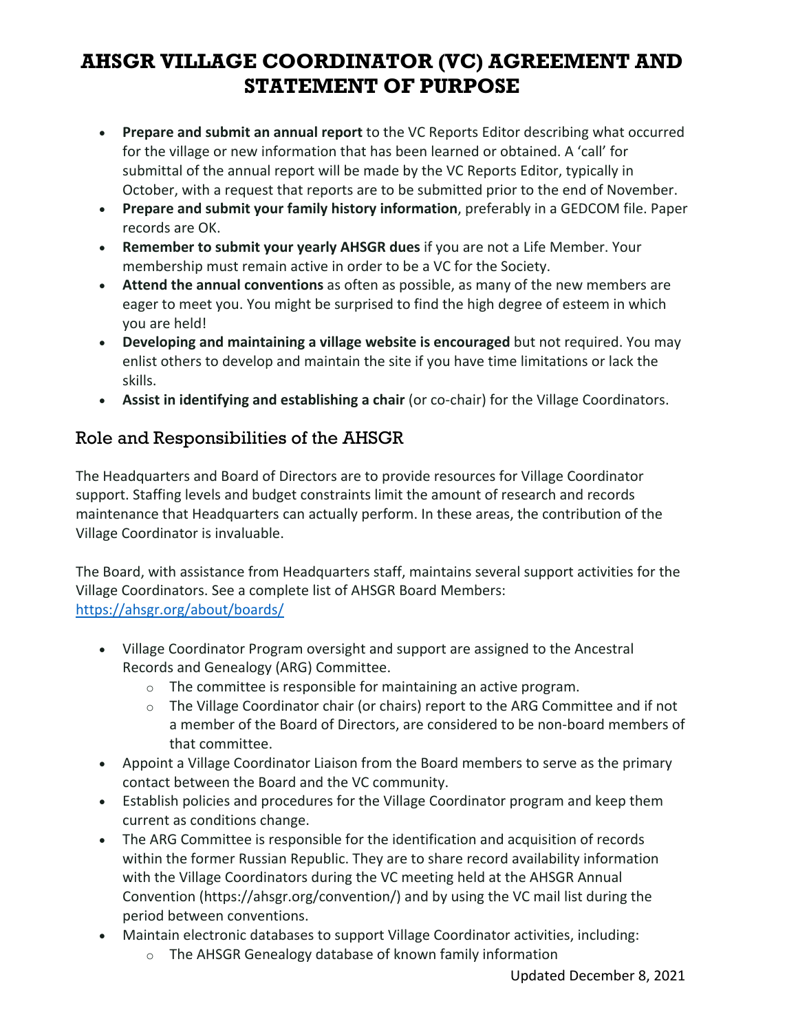# AHSGR VILLAGE COORDINATOR (VC) AGREEMENT AND STATEMENT OF PURPOSE

- **Prepare and submit an annual report** to the VC Reports Editor describing what occurred for the village or new information that has been learned or obtained. A 'call' for submittal of the annual report will be made by the VC Reports Editor, typically in October, with a request that reports are to be submitted prior to the end of November.
- **Prepare and submit your family history information**, preferably in a GEDCOM file. Paper records are OK.
- **Remember to submit your yearly AHSGR dues** if you are not a Life Member. Your membership must remain active in order to be a VC for the Society.
- **Attend the annual conventions** as often as possible, as many of the new members are eager to meet you. You might be surprised to find the high degree of esteem in which you are held!
- **Developing and maintaining a village website is encouraged** but not required. You may enlist others to develop and maintain the site if you have time limitations or lack the skills.
- **Assist in identifying and establishing a chair** (or co-chair) for the Village Coordinators.

## Role and Responsibilities of the AHSGR

The Headquarters and Board of Directors are to provide resources for Village Coordinator support. Staffing levels and budget constraints limit the amount of research and records maintenance that Headquarters can actually perform. In these areas, the contribution of the Village Coordinator is invaluable.

The Board, with assistance from Headquarters staff, maintains several support activities for the Village Coordinators. See a complete list of AHSGR Board Members: [https://ahsgr.org/about/boards/](https://ahsgr.org/about/boards/)

- Village Coordinator Program oversight and support are assigned to the Ancestral Records and Genealogy (ARG) Committee.
  - The committee is responsible for maintaining an active program.
  - The Village Coordinator chair (or chairs) report to the ARG Committee and if not a member of the Board of Directors, are considered to be non-board members of that committee.
- Appoint a Village Coordinator Liaison from the Board members to serve as the primary contact between the Board and the VC community.
- Establish policies and procedures for the Village Coordinator program and keep them current as conditions change.
- The ARG Committee is responsible for the identification and acquisition of records within the former Russian Republic. They are to share record availability information with the Village Coordinators during the VC meeting held at the AHSGR Annual Convention (https://ahsgr.org/convention/) and by using the VC mail list during the period between conventions.
- Maintain electronic databases to support Village Coordinator activities, including:
  - The AHSGR Genealogy database of known family information

Updated December 8, 2021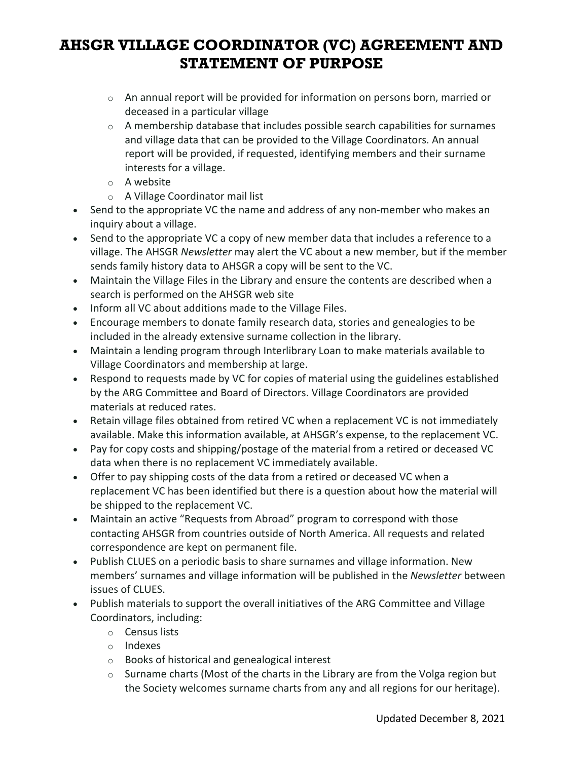# AHSGR VILLAGE COORDINATOR (VC) AGREEMENT AND STATEMENT OF PURPOSE

- An annual report will be provided for information on persons born, married or deceased in a particular village
    - A membership database that includes possible search capabilities for surnames and village data that can be provided to the Village Coordinators. An annual report will be provided, if requested, identifying members and their surname interests for a village.
    - A website
    - A Village Coordinator mail list
- Send to the appropriate VC the name and address of any non-member who makes an inquiry about a village.
- Send to the appropriate VC a copy of new member data that includes a reference to a village. The AHSGR *Newsletter* may alert the VC about a new member, but if the member sends family history data to AHSGR a copy will be sent to the VC.
- Maintain the Village Files in the Library and ensure the contents are described when a search is performed on the AHSGR web site
- Inform all VC about additions made to the Village Files.
- Encourage members to donate family research data, stories and genealogies to be included in the already extensive surname collection in the library.
- Maintain a lending program through Interlibrary Loan to make materials available to Village Coordinators and membership at large.
- Respond to requests made by VC for copies of material using the guidelines established by the ARG Committee and Board of Directors. Village Coordinators are provided materials at reduced rates.
- Retain village files obtained from retired VC when a replacement VC is not immediately available. Make this information available, at AHSGR's expense, to the replacement VC.
- Pay for copy costs and shipping/postage of the material from a retired or deceased VC data when there is no replacement VC immediately available.
- Offer to pay shipping costs of the data from a retired or deceased VC when a replacement VC has been identified but there is a question about how the material will be shipped to the replacement VC.
- Maintain an active "Requests from Abroad" program to correspond with those contacting AHSGR from countries outside of North America. All requests and related correspondence are kept on permanent file.
- Publish CLUES on a periodic basis to share surnames and village information. New members' surnames and village information will be published in the *Newsletter* between issues of CLUES.
- Publish materials to support the overall initiatives of the ARG Committee and Village Coordinators, including:
    - Census lists
    - Indexes
    - Books of historical and genealogical interest
    - Surname charts (Most of the charts in the Library are from the Volga region but the Society welcomes surname charts from any and all regions for our heritage).

Updated December 8, 2021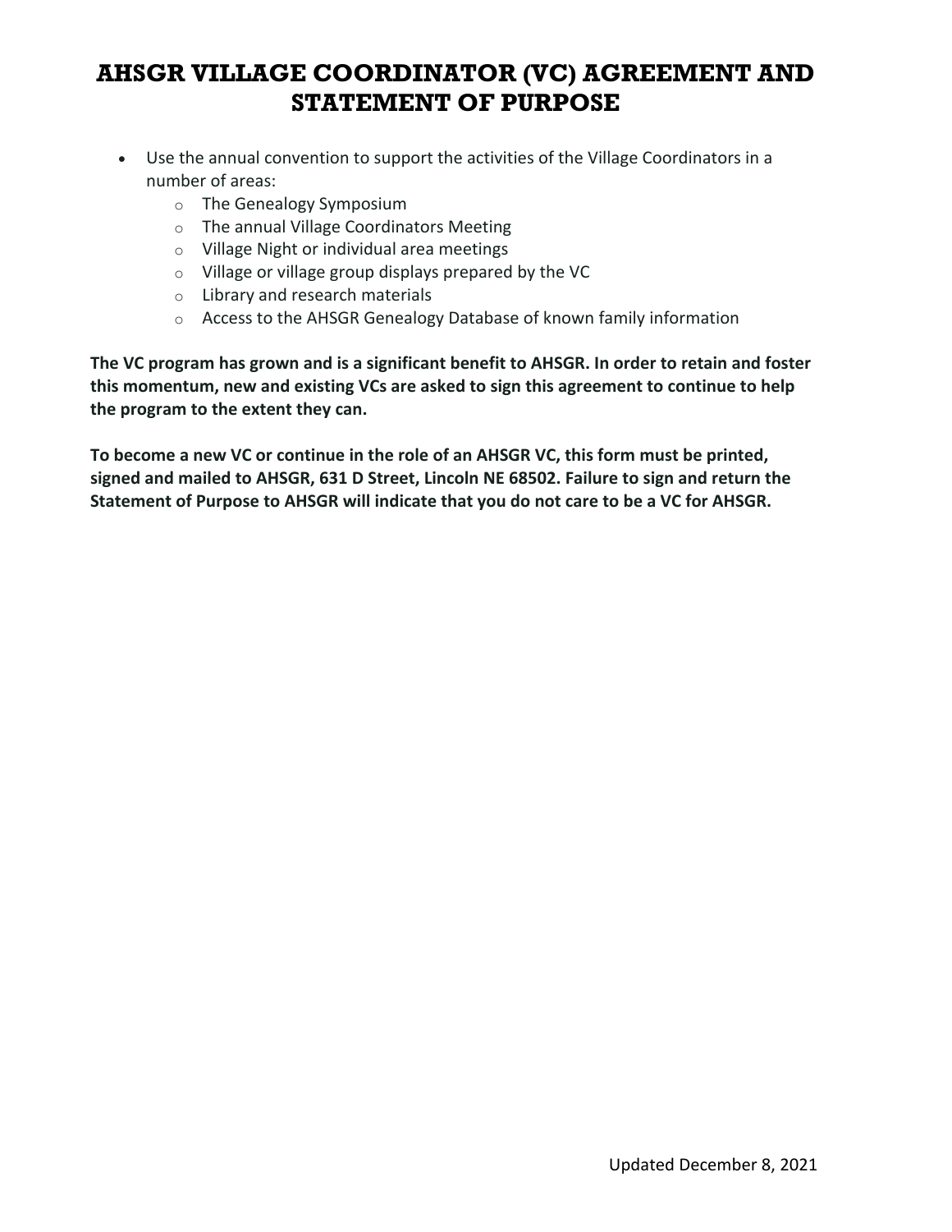# AHSGR VILLAGE COORDINATOR (VC) AGREEMENT AND STATEMENT OF PURPOSE

- Use the annual convention to support the activities of the Village Coordinators in a number of areas:
  - The Genealogy Symposium
  - The annual Village Coordinators Meeting
  - Village Night or individual area meetings
  - Village or village group displays prepared by the VC
  - Library and research materials
  - Access to the AHSGR Genealogy Database of known family information

**The VC program has grown and is a significant benefit to AHSGR. In order to retain and foster this momentum, new and existing VCs are asked to sign this agreement to continue to help the program to the extent they can.**

**To become a new VC or continue in the role of an AHSGR VC, this form must be printed, signed and mailed to AHSGR, 631 D Street, Lincoln NE 68502. Failure to sign and return the Statement of Purpose to AHSGR will indicate that you do not care to be a VC for AHSGR.**

Updated December 8, 2021